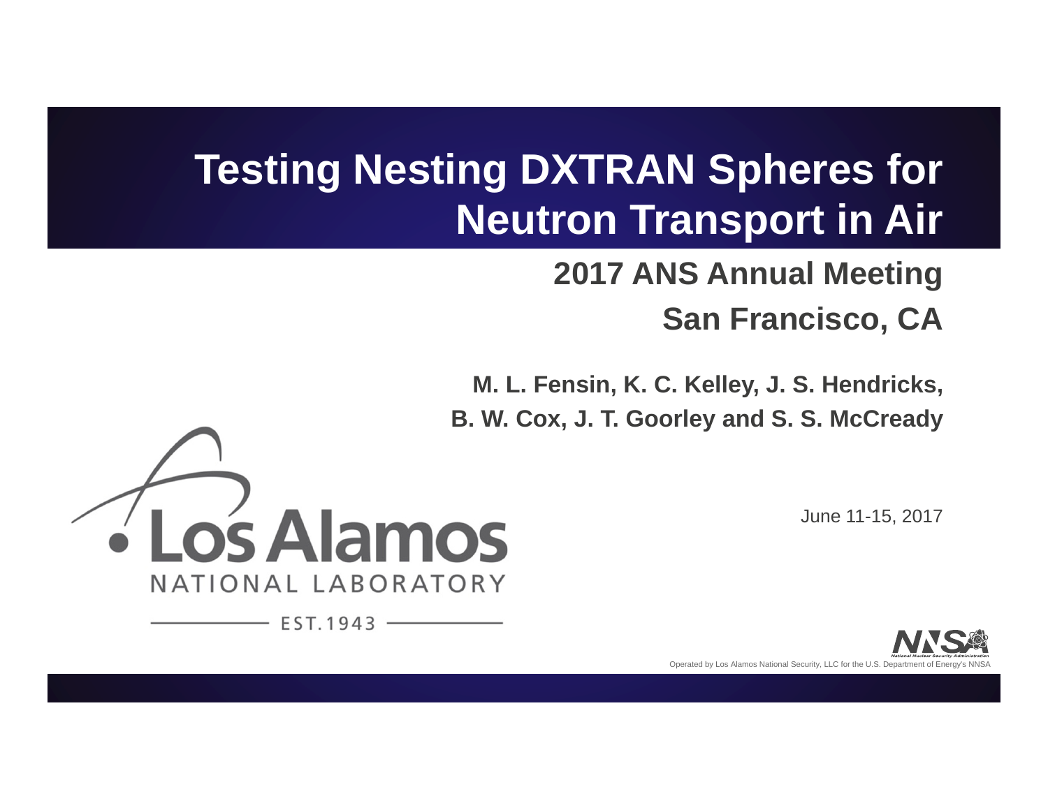# Testing Nesting DXTRAN Spheres for Neutron Transport in Air

## 2017 ANS Annual Meeting

## San Francisco, CA

**M. L. Fensin, K. C. Kelley, J. S. Hendricks, B. W. Cox, J. T. Goorley and S. S. McCready**

June 11-15, 2017

Los Alamos NATIONAL LABORATORY

EST. 1943

Operated by Los Alamos National Security, LLC for the U.S. Department of Energy's NNSA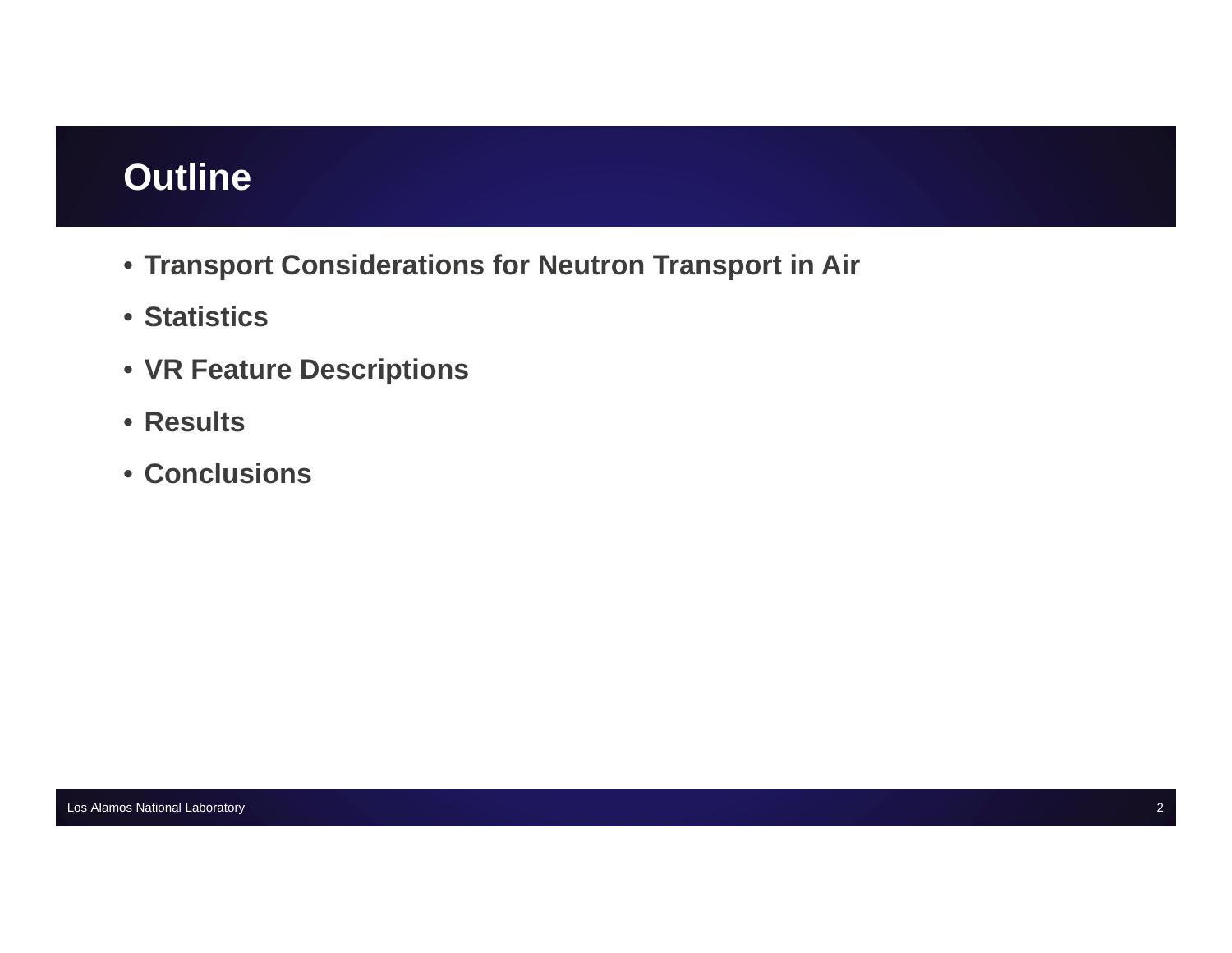# Outline

- **Transport Considerations for Neutron Transport in Air**
- **Statistics**
- **VR Feature Descriptions**
- **Results**
- **Conclusions**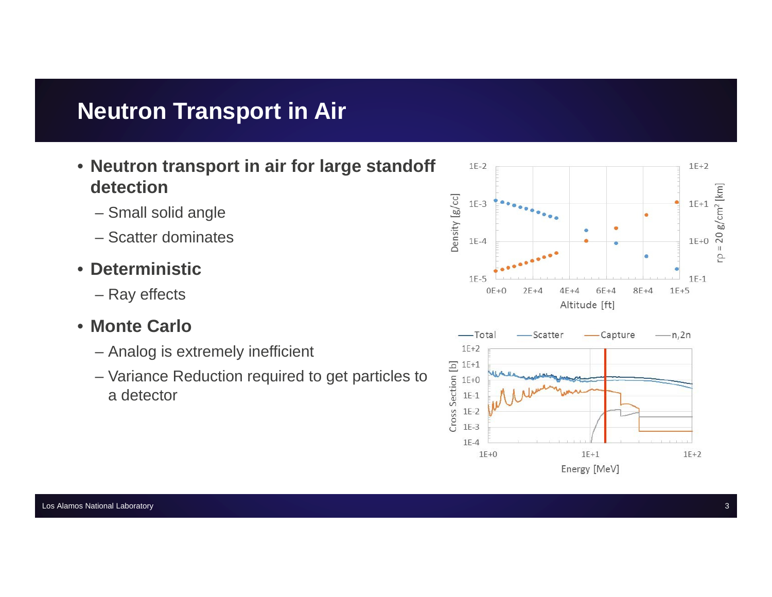# Neutron Transport in Air

- **Neutron transport in air for large standoff detection**
  - Small solid angle
  - Scatter dominates
- **Deterministic**
  - Ray effects
- **Monte Carlo**
  - Analog is extremely inefficient
  - Variance Reduction required to get particles to a detector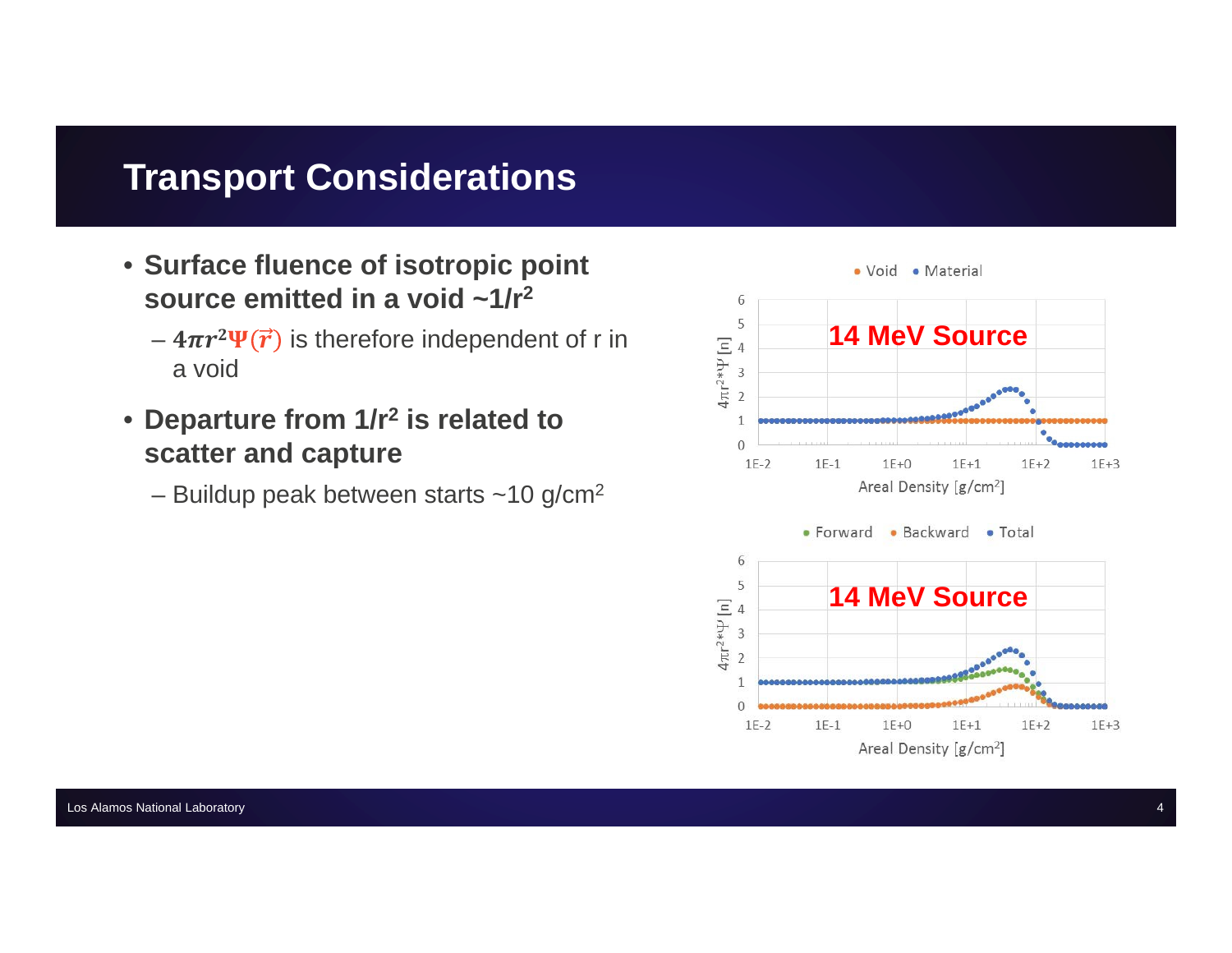# Transport Considerations

- **Surface fluence of isotropic point source emitted in a void ~$1/r^2$**
  - $4\pi r^2 \Psi(\vec{r})$ is therefore independent of r in a void
- **Departure from $1/r^2$ is related to scatter and capture**
  - Buildup peak between starts ~10 $g/cm^2$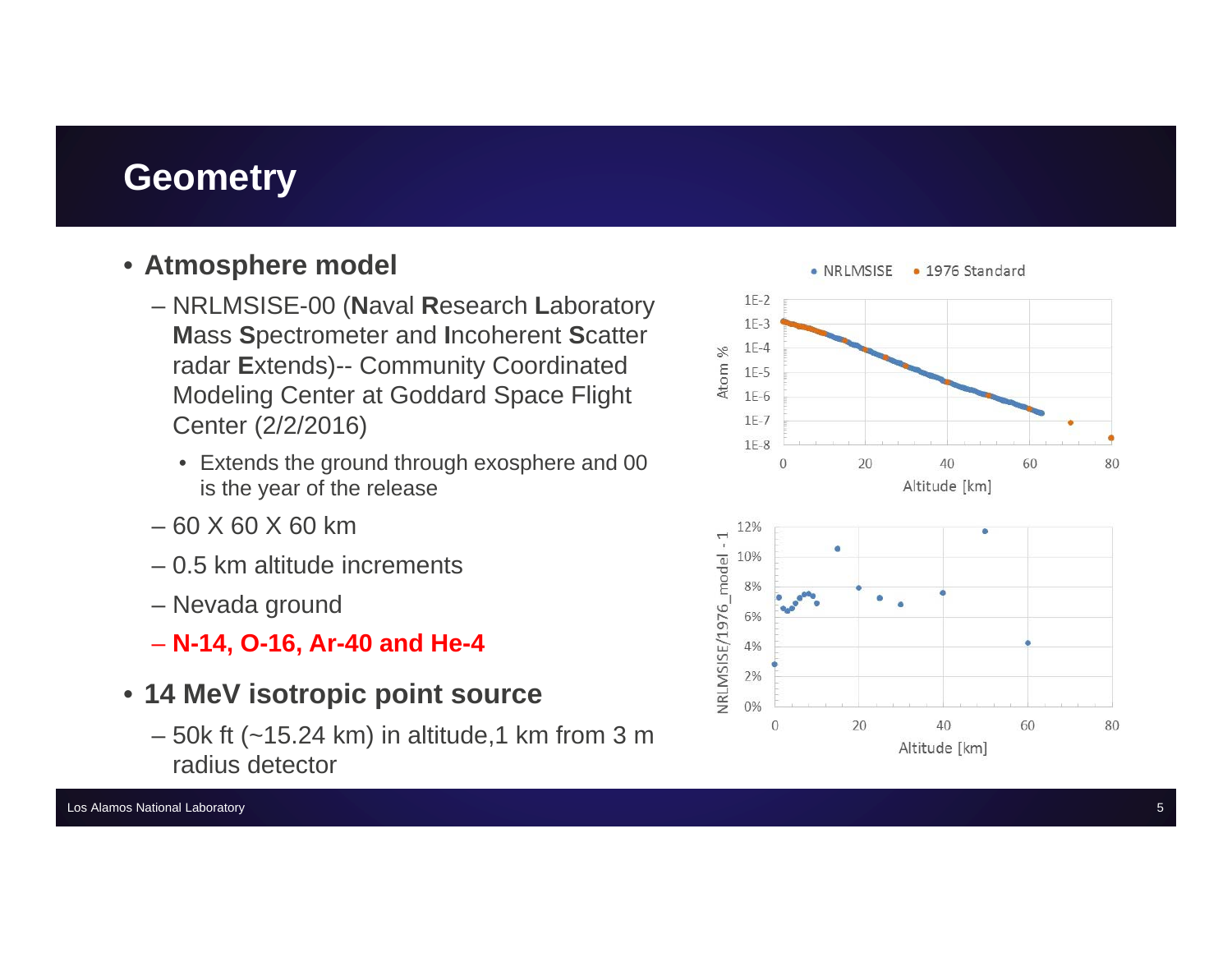# Geometry

- **Atmosphere model**
  - NRLMSISE-00 (**N**aval **R**esearch **L**aboratory **M**ass **S**pectrometer and **I**ncoherent **S**catter radar **E**xtends)-- Community Coordinated Modeling Center at Goddard Space Flight Center (2/2/2016)
    - Extends the ground through exosphere and 00 is the year of the release
  - 60 X 60 X 60 km
  - 0.5 km altitude increments
  - Nevada ground
  - **N-14, O-16, Ar-40 and He-4**
- **14 MeV isotropic point source**
  - 50k ft (~15.24 km) in altitude,1 km from 3 m radius detector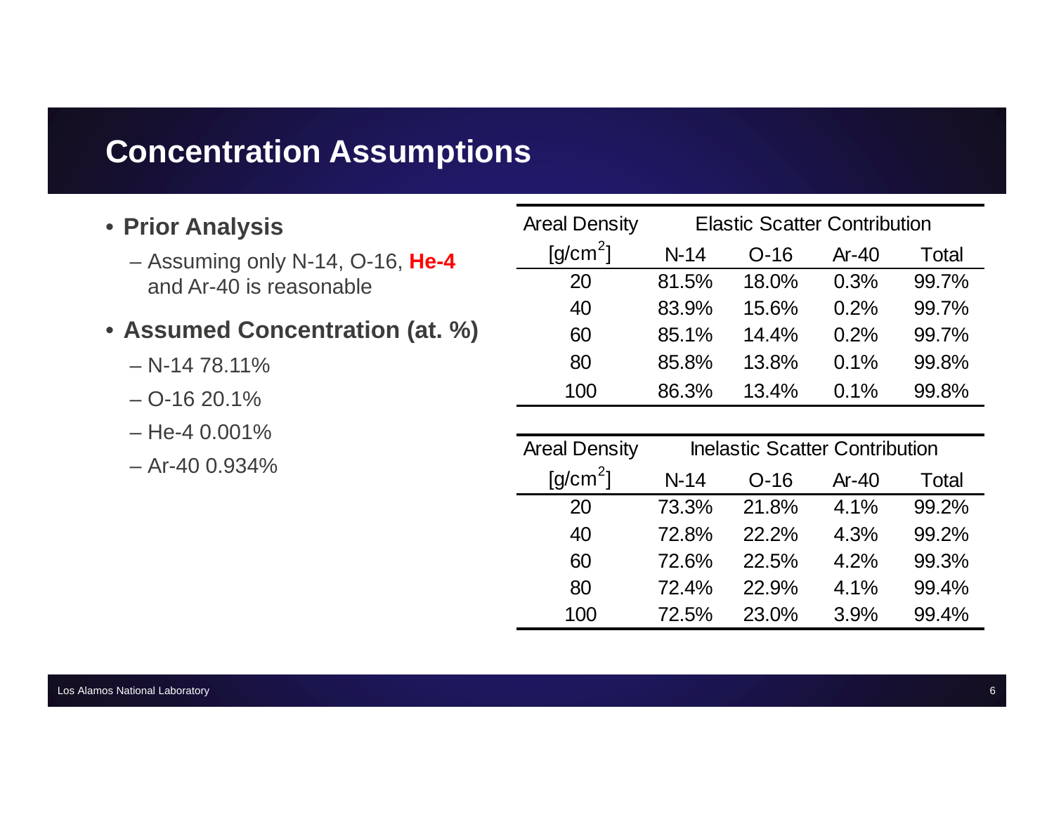# Concentration Assumptions

- **Prior Analysis**
  - Assuming only N-14, O-16, **He-4** and Ar-40 is reasonable
- **Assumed Concentration (at. %)**
  - N-14 78.11%
  - O-16 20.1%
  - He-4 0.001%
  - Ar-40 0.934%

| Areal Density [g/cm$^2$] | Elastic Scatter Contribution | | | |
|---|---|---|---|---|
| | N-14 | O-16 | Ar-40 | Total |
| 20 | 81.5% | 18.0% | 0.3% | 99.7% |
| 40 | 83.9% | 15.6% | 0.2% | 99.7% |
| 60 | 85.1% | 14.4% | 0.2% | 99.7% |
| 80 | 85.8% | 13.8% | 0.1% | 99.8% |
| 100 | 86.3% | 13.4% | 0.1% | 99.8% |

| Areal Density [g/cm$^2$] | Inelastic Scatter Contribution | | | |
|---|---|---|---|---|
| | N-14 | O-16 | Ar-40 | Total |
| 20 | 73.3% | 21.8% | 4.1% | 99.2% |
| 40 | 72.8% | 22.2% | 4.3% | 99.2% |
| 60 | 72.6% | 22.5% | 4.2% | 99.3% |
| 80 | 72.4% | 22.9% | 4.1% | 99.4% |
| 100 | 72.5% | 23.0% | 3.9% | 99.4% |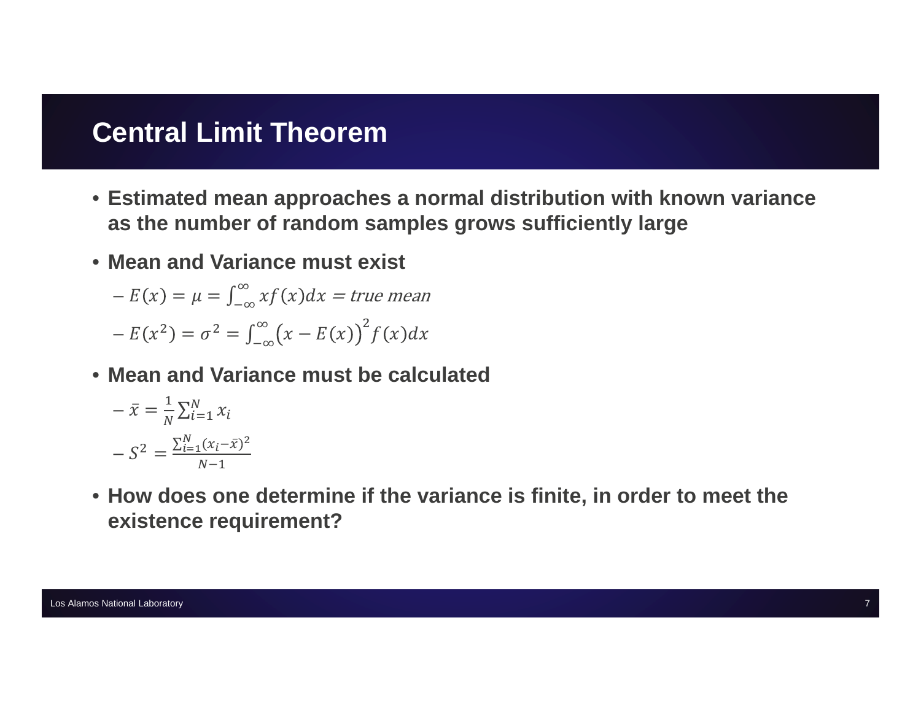# Central Limit Theorem

- **Estimated mean approaches a normal distribution with known variance as the number of random samples grows sufficiently large**
- **Mean and Variance must exist**
  - $E(x) = \mu = \int_{-\infty}^{\infty} x f(x) dx = true\ mean$
  - $E(x^2) = \sigma^2 = \int_{-\infty}^{\infty} \left(x - E(x)\right)^2 f(x) dx$
- **Mean and Variance must be calculated**
  - $\bar{x} = \frac{1}{N} \sum_{i=1}^{N} x_i$
  - $S^2 = \frac{\sum_{i=1}^{N} (x_i - \bar{x})^2}{N-1}$
- **How does one determine if the variance is finite, in order to meet the existence requirement?**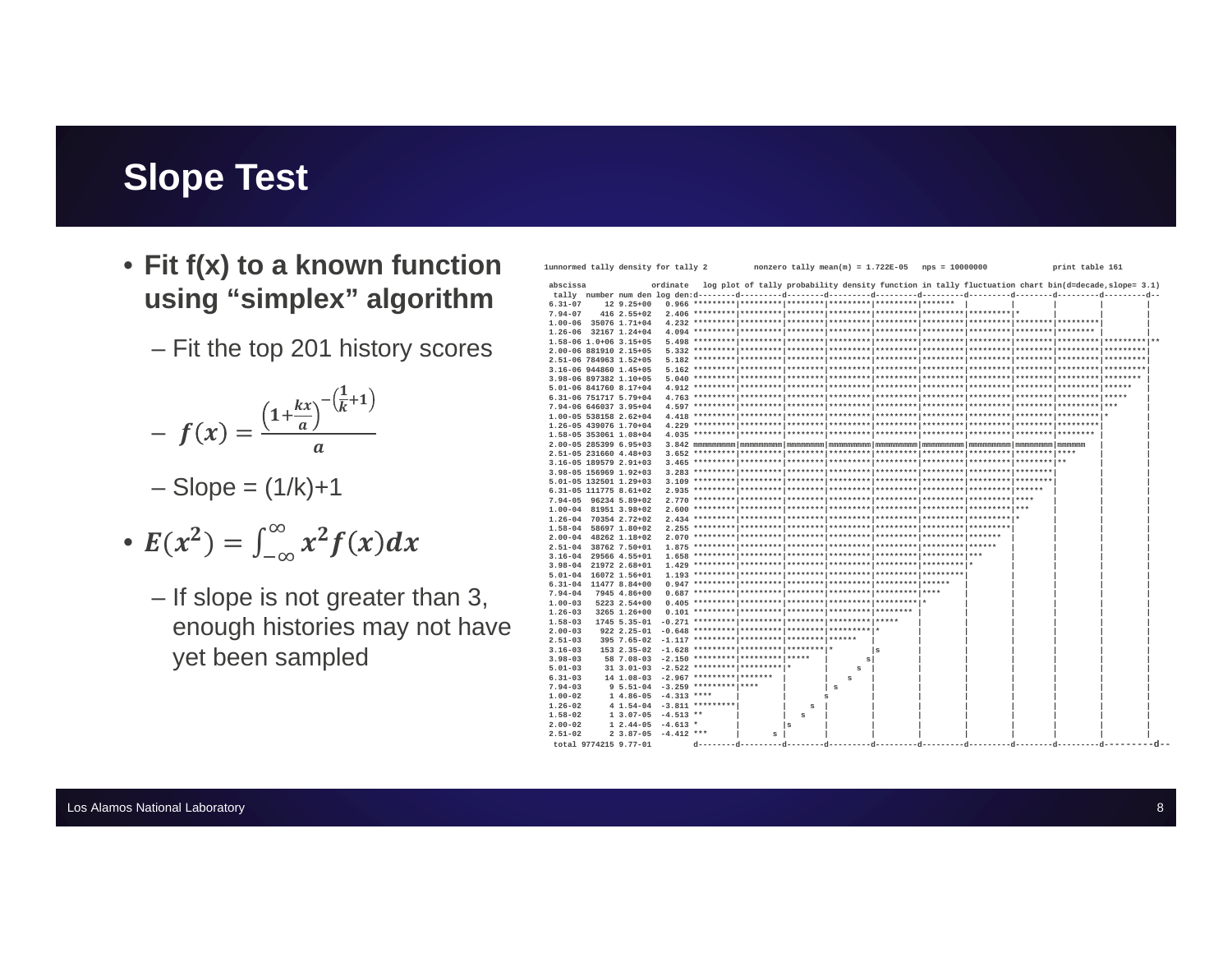# Slope Test

- **Fit f(x) to a known function using "simplex" algorithm**
  - Fit the top 201 history scores
  - $f(x) = \dfrac{\left(1+\frac{kx}{a}\right)^{-\left(\frac{1}{k}+1\right)}}{a}$
  - Slope = (1/k)+1
- $E(x^2) = \int_{-\infty}^{\infty} x^2 f(x)\,dx$
  - If slope is not greater than 3, enough histories may not have yet been sampled

```
1unnormed tally density for tally 2         nonzero tally mean(m) = 1.722E-05   nps = 10000000             print table 161

 abscissa              ordinate   log plot of tally probability density function in tally fluctuation chart bin(d=decade,slope= 3.1)
  tally  number num den log den:d--------d---------d--------d---------d---------d---------d---------d--------d---------d---------d--
 6.31-07     12 9.25+00   0.966 *********|*********|********|*********|*********|*********|*******  |         |         |         |
 7.94-07    416 2.55+02   2.406 *********|*********|********|*********|*********|*********|*********|*        |         |         |
 1.00-06  35076 1.71+04   4.232 *********|*********|********|*********|*********|*********|*********|********|*********|         |
 1.26-06  32167 1.24+04   4.094 *********|*********|********|*********|*********|*********|*********|********|         |         |
 1.58-06 1.0+06 3.15+05   5.498 *********|*********|********|*********|*********|*********|*********|********|*********|*********|**
 2.00-06 881910 2.15+05   5.332 *********|*********|********|*********|*********|*********|*********|********|*********|*********|
 2.51-06 784963 1.52+05   5.182 *********|*********|********|*********|*********|*********|*********|********|*********|*********|
 3.16-06 944860 1.45+05   5.162 *********|*********|********|*********|*********|*********|*********|********|*********|*********|
 3.98-06 897382 1.10+05   5.040 *********|*********|********|*********|*********|*********|*********|********|*********|******** |
 5.01-06 841760 8.17+04   4.912 *********|*********|********|*********|*********|*********|*********|********|*********|******   |
 6.31-06 751717 5.79+04   4.763 *********|*********|********|*********|*********|*********|*********|********|*********|*****    |
 7.94-06 646037 3.95+04   4.597 *********|*********|********|*********|*********|*********|*********|********|*********|***      |
 1.00-05 538158 2.62+04   4.418 *********|*********|********|*********|*********|*********|*********|********|*********|*        |
 1.26-05 439076 1.70+04   4.229 *********|*********|********|*********|*********|*********|*********|********|*********|         |
 1.58-05 353061 1.08+04   4.035 *********|*********|********|*********|*********|*********|*********|********|********          |
 2.00-05 285399 6.95+03   3.842 mmmmmmmmm|mmmmmmmmm|mmmmmmmm|mmmmmmmmm|mmmmmmmmm|mmmmmmmmm|mmmmmmmmm|mmmmmmmm|mmmmmmm  |         |
 2.51-05 231660 4.48+03   3.652 *********|*********|********|*********|*********|*********|*********|********|****     |         |
 3.16-05 189579 2.91+03   3.465 *********|*********|********|*********|*********|*********|*********|********|**       |         |
 3.98-05 156969 1.92+03   3.283 *********|*********|********|*********|*********|*********|*********|********|         |         |
 5.01-05 132501 1.29+03   3.109 *********|*********|********|*********|*********|*********|*********|********|         |         |
 6.31-05 111775 8.61+02   2.935 *********|*********|********|*********|*********|*********|*********|******  |         |         |
 7.94-05  96234 5.89+02   2.770 *********|*********|********|*********|*********|*********|*********|****    |         |         |
 1.00-04  81951 3.98+02   2.600 *********|*********|********|*********|*********|*********|*********|***     |         |         |
 1.26-04  70354 2.72+02   2.434 *********|*********|********|*********|*********|*********|*********|*       |         |         |
 1.58-04  58697 1.80+02   2.255 *********|*********|********|*********|*********|*********|*********|        |         |         |
 2.00-04  48262 1.18+02   2.070 *********|*********|********|*********|*********|*********|*******  |        |         |         |
 2.51-04  38762 7.50+01   1.875 *********|*********|********|*********|*********|*********|******   |        |         |         |
 3.16-04  29566 4.55+01   1.658 *********|*********|********|*********|*********|*********|***      |        |         |         |
 3.98-04  21972 2.68+01   1.429 *********|*********|********|*********|*********|*********|*        |        |         |         |
 5.01-04  16072 1.56+01   1.193 *********|*********|********|*********|*********|*********|         |        |         |         |
 6.31-04  11477 8.84+00   0.947 *********|*********|********|*********|*********|******   |         |        |         |         |
 7.94-04   7945 4.86+00   0.687 *********|*********|********|*********|*********|****     |         |        |         |         |
 1.00-03   5223 2.54+00   0.405 *********|*********|********|*********|*********|*        |         |        |         |         |
 1.26-03   3265 1.26+00   0.101 *********|*********|********|*********|******** |         |         |        |         |         |
 1.58-03   1745 5.35-01  -0.271 *********|*********|********|*********|*****    |         |         |        |         |         |
 2.00-03    922 2.25-01  -0.648 *********|*********|********|*********|*        |         |         |        |         |         |
 2.51-03    395 7.65-02  -1.117 *********|*********|********|******   |         |         |         |        |         |         |
 3.16-03    153 2.35-02  -1.628 *********|*********|********|*        |s        |         |         |        |         |         |
 3.98-03     58 7.08-03  -2.150 *********|*********|*****   |        s|         |         |         |        |         |         |
 5.01-03     31 3.01-03  -2.522 *********|*********|*       |      s  |         |         |         |        |         |         |
 6.31-03     14 1.08-03  -2.967 *********|*******  |        |    s    |         |         |         |        |         |         |
 7.94-03      9 5.51-04  -3.259 *********|****     |        | s       |         |         |         |        |         |         |
 1.00-02      1 4.86-05  -4.313 ****     |         |       s|         |         |         |         |        |         |         |
 1.26-02      4 1.54-04  -3.811 *********|         |    s   |         |         |         |         |        |         |         |
 1.58-02      1 3.07-05  -4.513 **       |         |  s     |         |         |         |         |        |         |         |
 2.00-02      1 2.44-05  -4.613 *        |         |s       |         |         |         |         |        |         |         |
 2.51-02      2 3.87-05  -4.412 ***      |       s |        |         |         |         |         |        |         |         |
  total 9774215 9.77-01         d--------d---------d--------d---------d---------d---------d---------d--------d---------d---------d--
```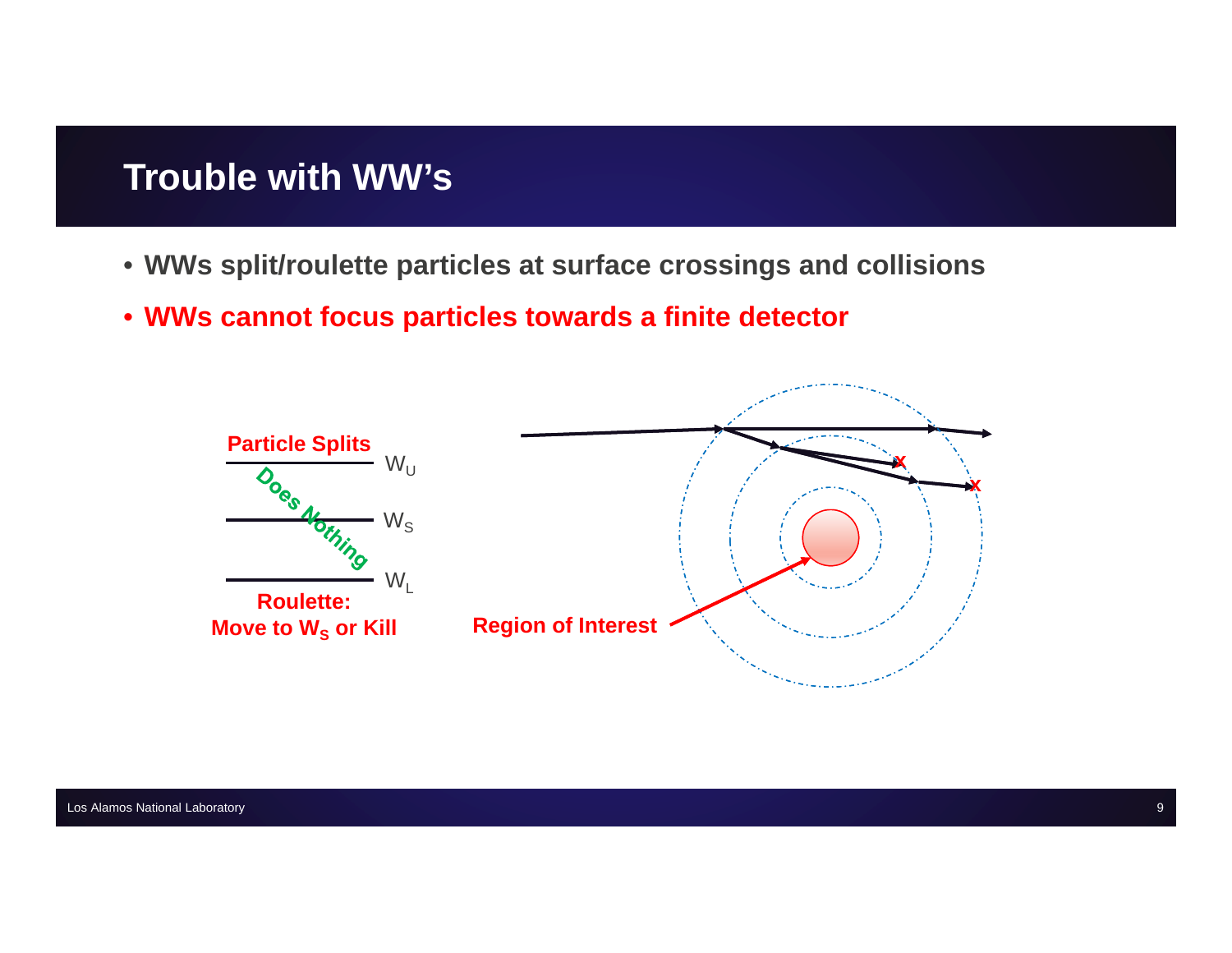# Trouble with WW's

- WWs split/roulette particles at surface crossings and collisions
- **WWs cannot focus particles towards a finite detector**

Particle Splits $W_U$

Does Nothing $W_S$

$W_L$

Roulette: Move to $W_S$ or Kill

Region of Interest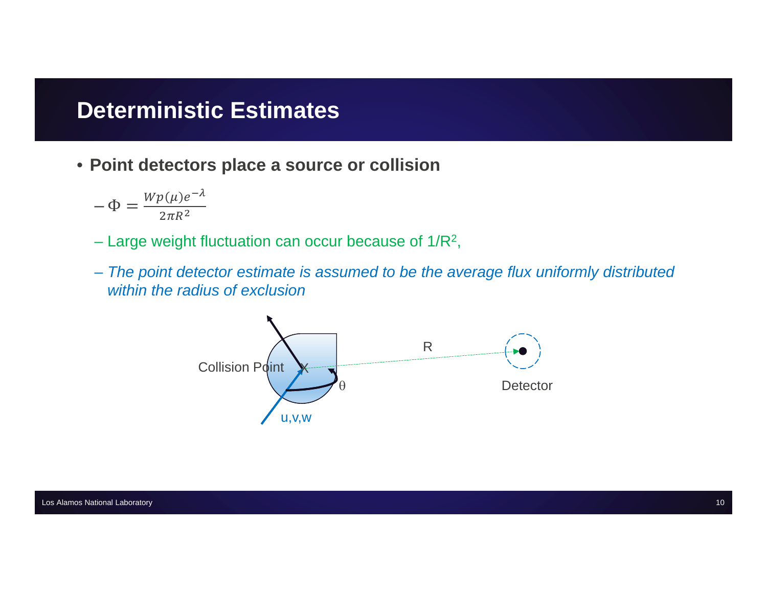# Deterministic Estimates

- **Point detectors place a source or collision**
  - $\Phi = \frac{Wp(\mu)e^{-\lambda}}{2\pi R^2}$
  - Large weight fluctuation can occur because of $1/R^2$,
  - *The point detector estimate is assumed to be the average flux uniformly distributed within the radius of exclusion*

Collision Point

R

$\theta$

Detector

u,v,w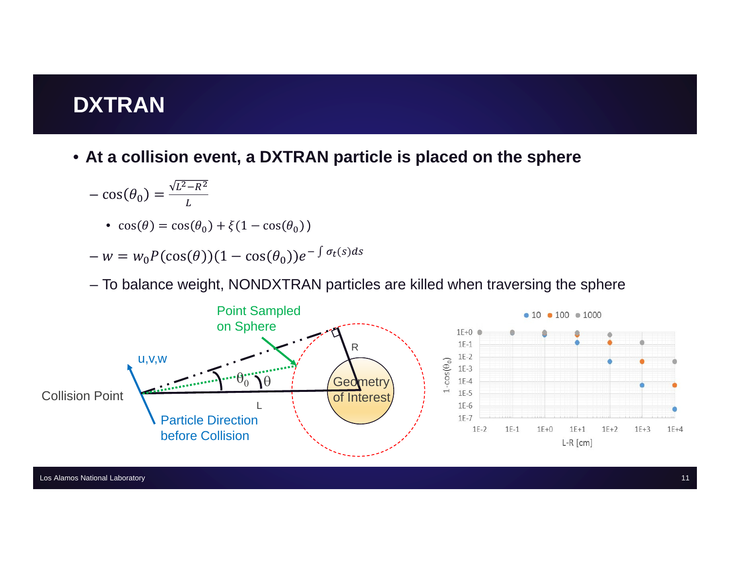# DXTRAN

- **At a collision event, a DXTRAN particle is placed on the sphere**
  - $\cos(\theta_0) = \frac{\sqrt{L^2 - R^2}}{L}$
    - $\cos(\theta) = \cos(\theta_0) + \xi(1 - \cos(\theta_0))$
  - $w = w_0 P(\cos(\theta))(1 - \cos(\theta_0))e^{-\int \sigma_t(s)ds}$
  - To balance weight, NONDXTRAN particles are killed when traversing the sphere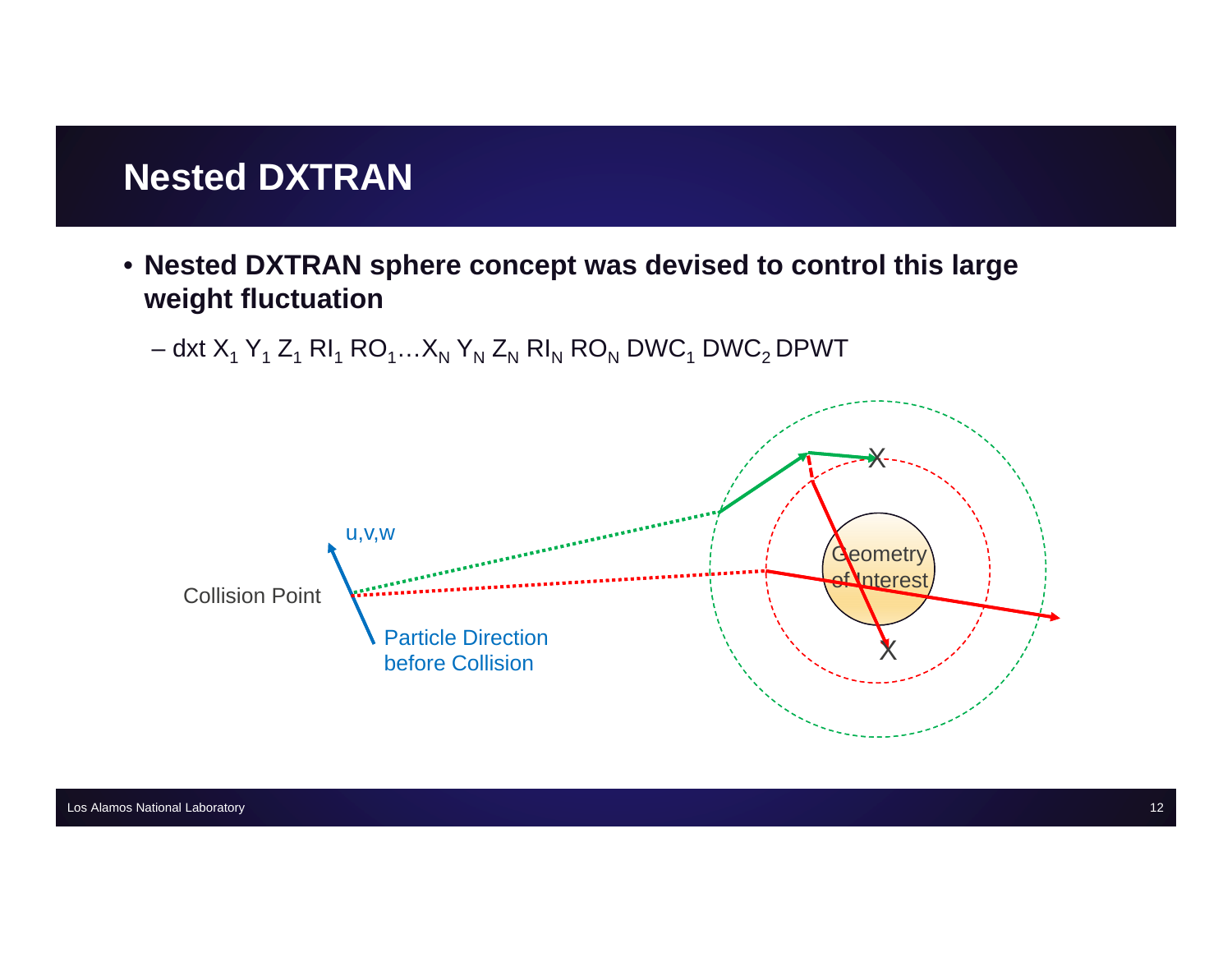# Nested DXTRAN

- **Nested DXTRAN sphere concept was devised to control this large weight fluctuation**
  - dxt $X_1$ $Y_1$ $Z_1$ $RI_1$ $RO_1$…$X_N$ $Y_N$ $Z_N$ $RI_N$ $RO_N$ $DWC_1$ $DWC_2$ DPWT

u,v,w

Collision Point

Particle Direction before Collision

Geometry of Interest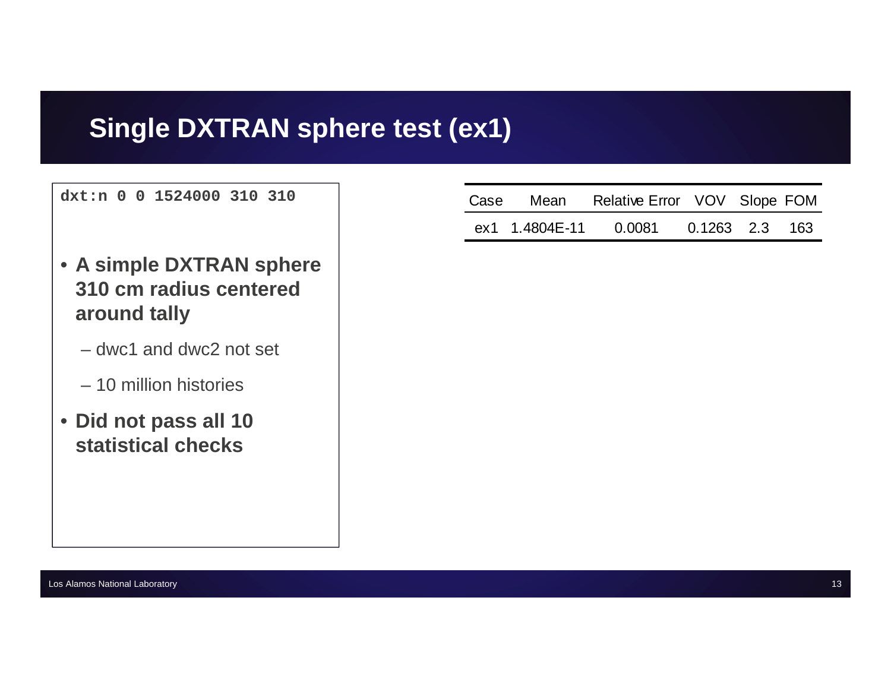# Single DXTRAN sphere test (ex1)

```
dxt:n 0 0 1524000 310 310
```

- **A simple DXTRAN sphere 310 cm radius centered around tally**
  - dwc1 and dwc2 not set
  - 10 million histories
- **Did not pass all 10 statistical checks**

| Case | Mean | Relative Error | VOV | Slope | FOM |
|---|---|---|---|---|---|
| ex1 | 1.4804E-11 | 0.0081 | 0.1263 | 2.3 | 163 |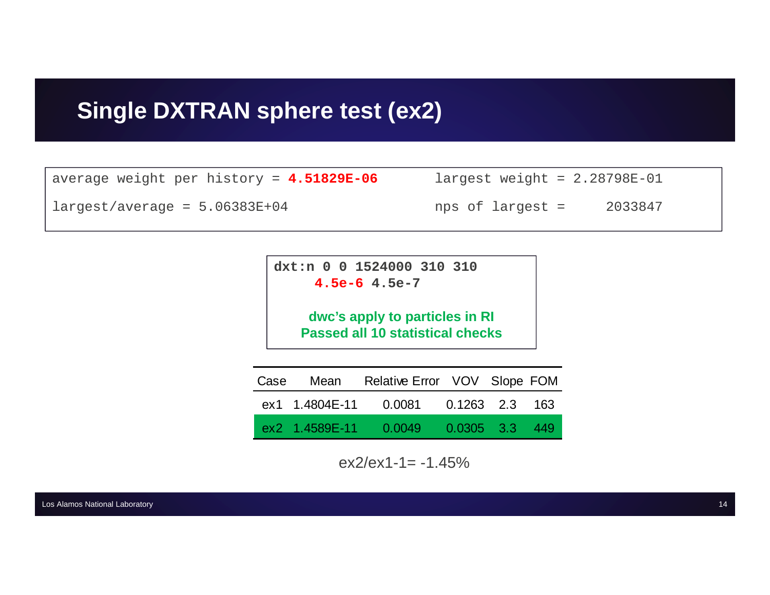# Single DXTRAN sphere test (ex2)

```
average weight per history = 4.51829E-06        largest weight = 2.28798E-01
largest/average = 5.06383E+04                   nps of largest =     2033847
```

```
dxt:n 0 0 1524000 310 310
     4.5e-6 4.5e-7
```

**dwc's apply to particles in RI**
**Passed all 10 statistical checks**

| Case | Mean | Relative Error | VOV | Slope | FOM |
|---|---|---|---|---|---|
| ex1 | 1.4804E-11 | 0.0081 | 0.1263 | 2.3 | 163 |
| ex2 | 1.4589E-11 | 0.0049 | 0.0305 | 3.3 | 449 |

ex2/ex1-1= -1.45%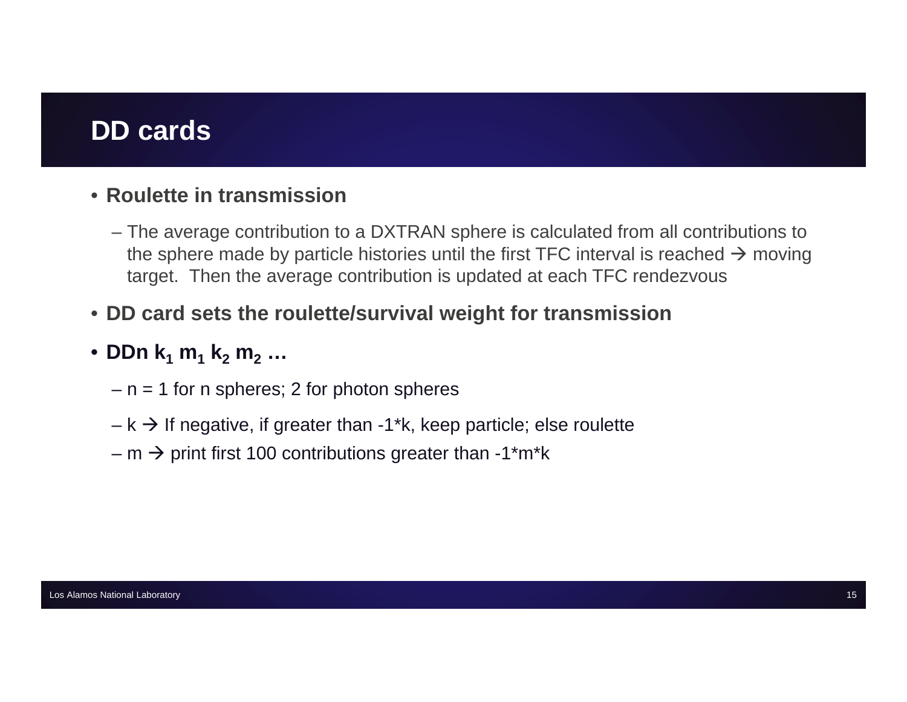# DD cards

- **Roulette in transmission**
  - The average contribution to a DXTRAN sphere is calculated from all contributions to the sphere made by particle histories until the first TFC interval is reached → moving target. Then the average contribution is updated at each TFC rendezvous
- **DD card sets the roulette/survival weight for transmission**
- **DDn $k_1$ $m_1$ $k_2$ $m_2$ …**
  - n = 1 for n spheres; 2 for photon spheres
  - k → If negative, if greater than -1*k, keep particle; else roulette
  - m → print first 100 contributions greater than -1*m*k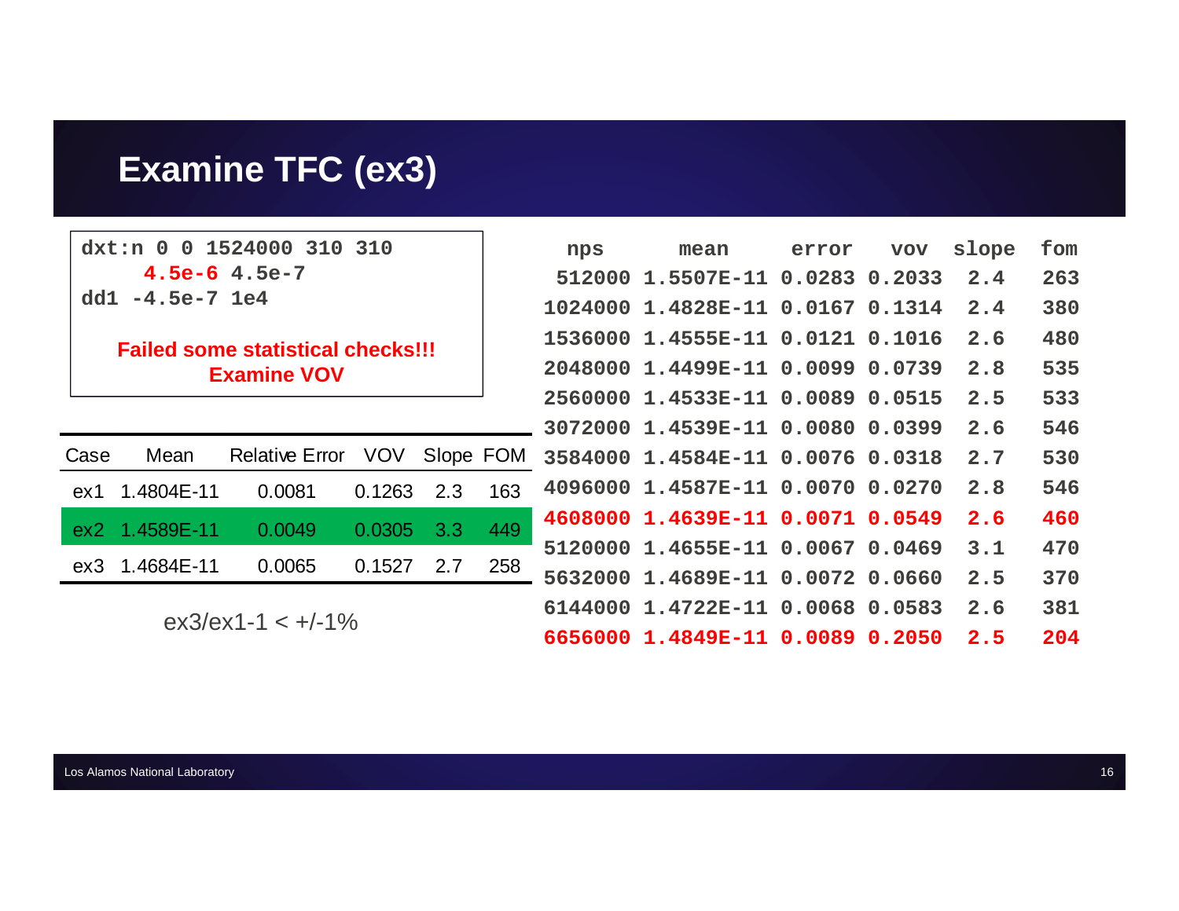# Examine TFC (ex3)

```
dxt:n 0 0 1524000 310 310
     4.5e-6 4.5e-7
dd1 -4.5e-7 1e4
```

**Failed some statistical checks!!!**
**Examine VOV**

| Case | Mean | Relative Error | VOV | Slope | FOM |
|---|---|---|---|---|---|
| ex1 | 1.4804E-11 | 0.0081 | 0.1263 | 2.3 | 163 |
| ex2 | 1.4589E-11 | 0.0049 | 0.0305 | 3.3 | 449 |
| ex3 | 1.4684E-11 | 0.0065 | 0.1527 | 2.7 | 258 |

ex3/ex1-1 < +/-1%

| nps | mean | error | vov | slope | fom |
|---|---|---|---|---|---|
| 512000 | 1.5507E-11 | 0.0283 | 0.2033 | 2.4 | 263 |
| 1024000 | 1.4828E-11 | 0.0167 | 0.1314 | 2.4 | 380 |
| 1536000 | 1.4555E-11 | 0.0121 | 0.1016 | 2.6 | 480 |
| 2048000 | 1.4499E-11 | 0.0099 | 0.0739 | 2.8 | 535 |
| 2560000 | 1.4533E-11 | 0.0089 | 0.0515 | 2.5 | 533 |
| 3072000 | 1.4539E-11 | 0.0080 | 0.0399 | 2.6 | 546 |
| 3584000 | 1.4584E-11 | 0.0076 | 0.0318 | 2.7 | 530 |
| 4096000 | 1.4587E-11 | 0.0070 | 0.0270 | 2.8 | 546 |
| 4608000 | 1.4639E-11 | 0.0071 | 0.0549 | 2.6 | 460 |
| 5120000 | 1.4655E-11 | 0.0067 | 0.0469 | 3.1 | 470 |
| 5632000 | 1.4689E-11 | 0.0072 | 0.0660 | 2.5 | 370 |
| 6144000 | 1.4722E-11 | 0.0068 | 0.0583 | 2.6 | 381 |
| 6656000 | 1.4849E-11 | 0.0089 | 0.2050 | 2.5 | 204 |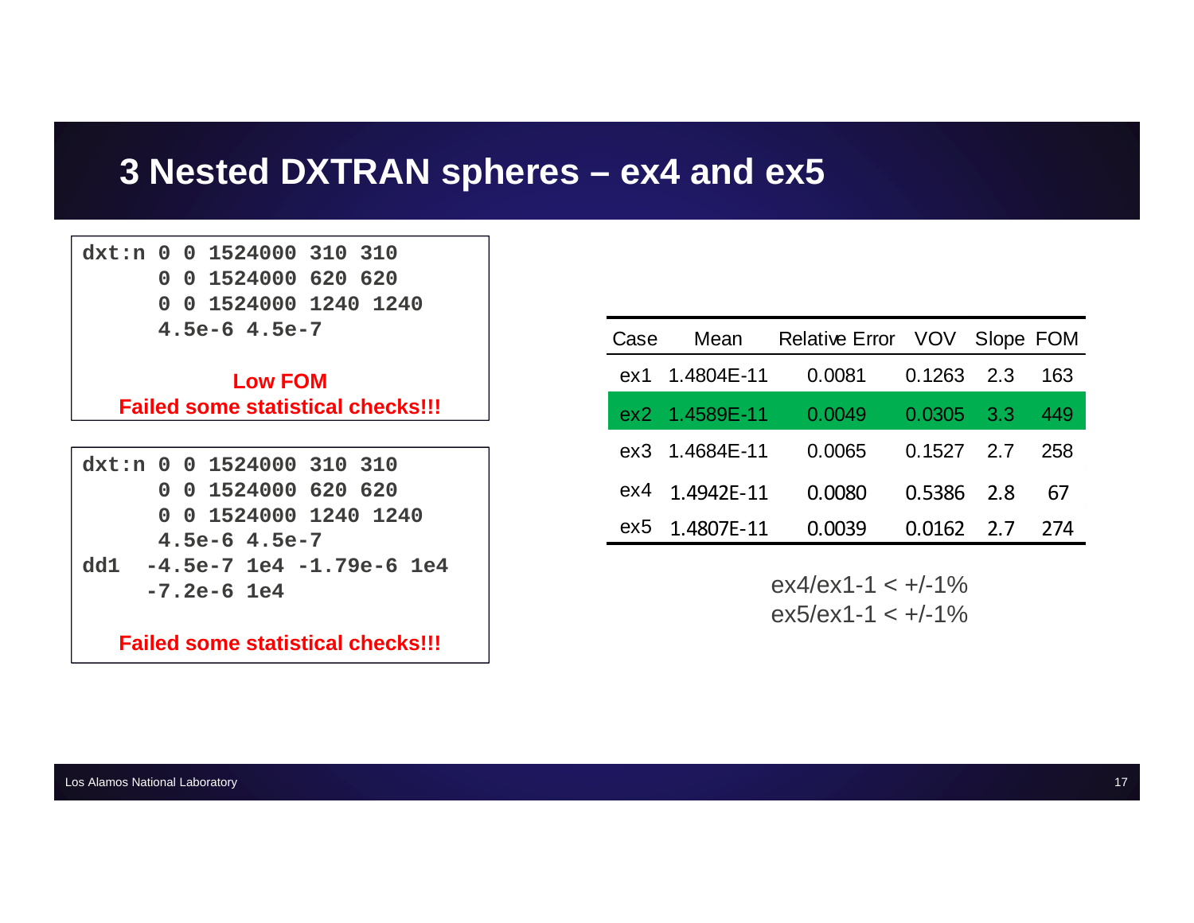# 3 Nested DXTRAN spheres – ex4 and ex5

```
dxt:n 0 0 1524000 310 310
      0 0 1524000 620 620
      0 0 1524000 1240 1240
      4.5e-6 4.5e-7
```

**Low FOM**
**Failed some statistical checks!!!**

```
dxt:n 0 0 1524000 310 310
      0 0 1524000 620 620
      0 0 1524000 1240 1240
      4.5e-6 4.5e-7
dd1  -4.5e-7 1e4 -1.79e-6 1e4
     -7.2e-6 1e4
```

**Failed some statistical checks!!!**

| Case | Mean | Relative Error | VOV | Slope | FOM |
|---|---|---|---|---|---|
| ex1 | 1.4804E-11 | 0.0081 | 0.1263 | 2.3 | 163 |
| ex2 | 1.4589E-11 | 0.0049 | 0.0305 | 3.3 | 449 |
| ex3 | 1.4684E-11 | 0.0065 | 0.1527 | 2.7 | 258 |
| ex4 | 1.4942E-11 | 0.0080 | 0.5386 | 2.8 | 67 |
| ex5 | 1.4807E-11 | 0.0039 | 0.0162 | 2.7 | 274 |

ex4/ex1-1 < +/-1%
ex5/ex1-1 < +/-1%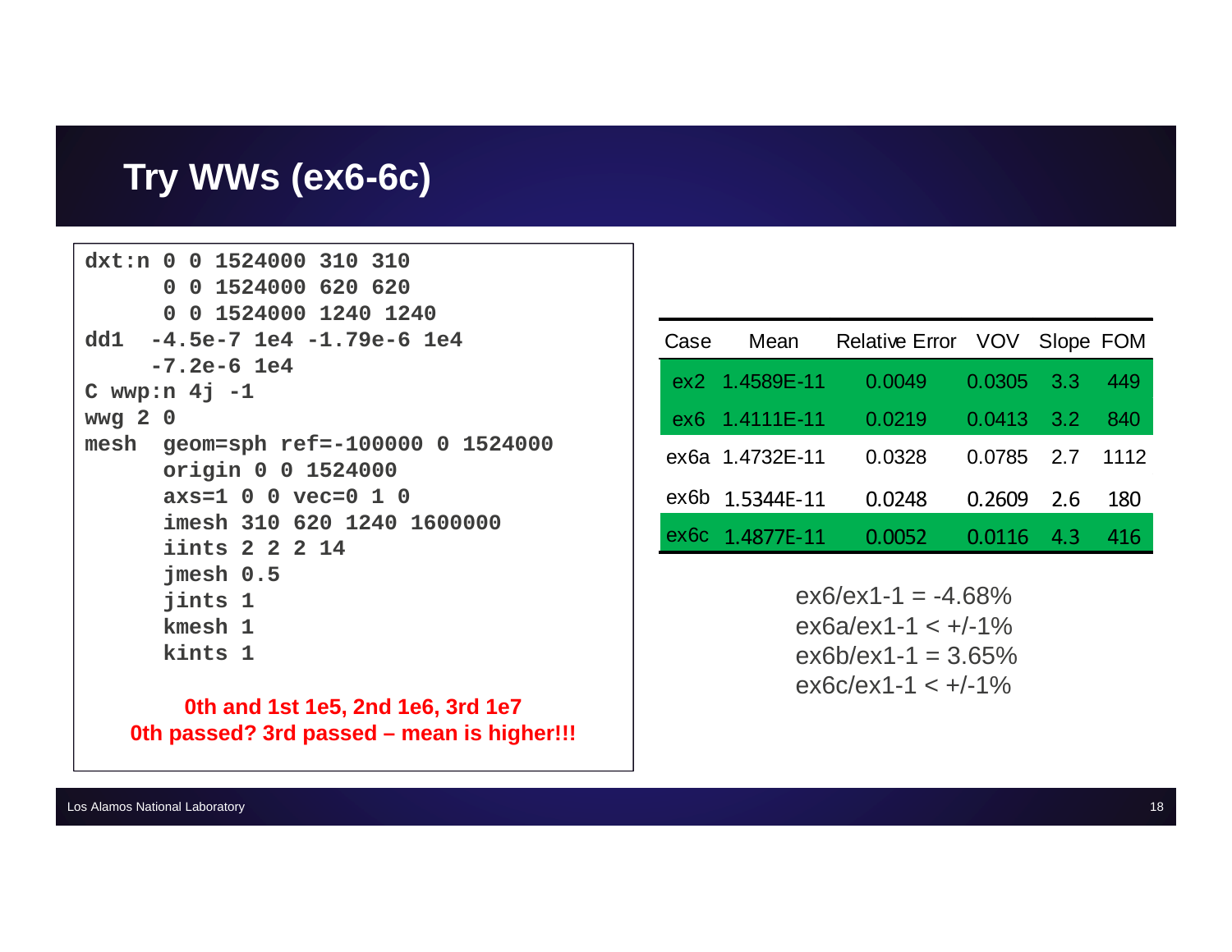# Try WWs (ex6-6c)

```
dxt:n 0 0 1524000 310 310
      0 0 1524000 620 620
      0 0 1524000 1240 1240
dd1  -4.5e-7 1e4 -1.79e-6 1e4
     -7.2e-6 1e4
C wwp:n 4j -1
wwg 2 0
mesh  geom=sph ref=-100000 0 1524000
      origin 0 0 1524000
      axs=1 0 0 vec=0 1 0
      imesh 310 620 1240 1600000
      iints 2 2 2 14
      jmesh 0.5
      jints 1
      kmesh 1
      kints 1
```

**0th and 1st 1e5, 2nd 1e6, 3rd 1e7**
**0th passed? 3rd passed – mean is higher!!!**

| Case | Mean | Relative Error | VOV | Slope | FOM |
|---|---|---|---|---|---|
| ex2 | 1.4589E-11 | 0.0049 | 0.0305 | 3.3 | 449 |
| ex6 | 1.4111E-11 | 0.0219 | 0.0413 | 3.2 | 840 |
| ex6a | 1.4732E-11 | 0.0328 | 0.0785 | 2.7 | 1112 |
| ex6b | 1.5344E-11 | 0.0248 | 0.2609 | 2.6 | 180 |
| ex6c | 1.4877E-11 | 0.0052 | 0.0116 | 4.3 | 416 |

ex6/ex1-1 = -4.68%
ex6a/ex1-1 < +/-1%
ex6b/ex1-1 = 3.65%
ex6c/ex1-1 < +/-1%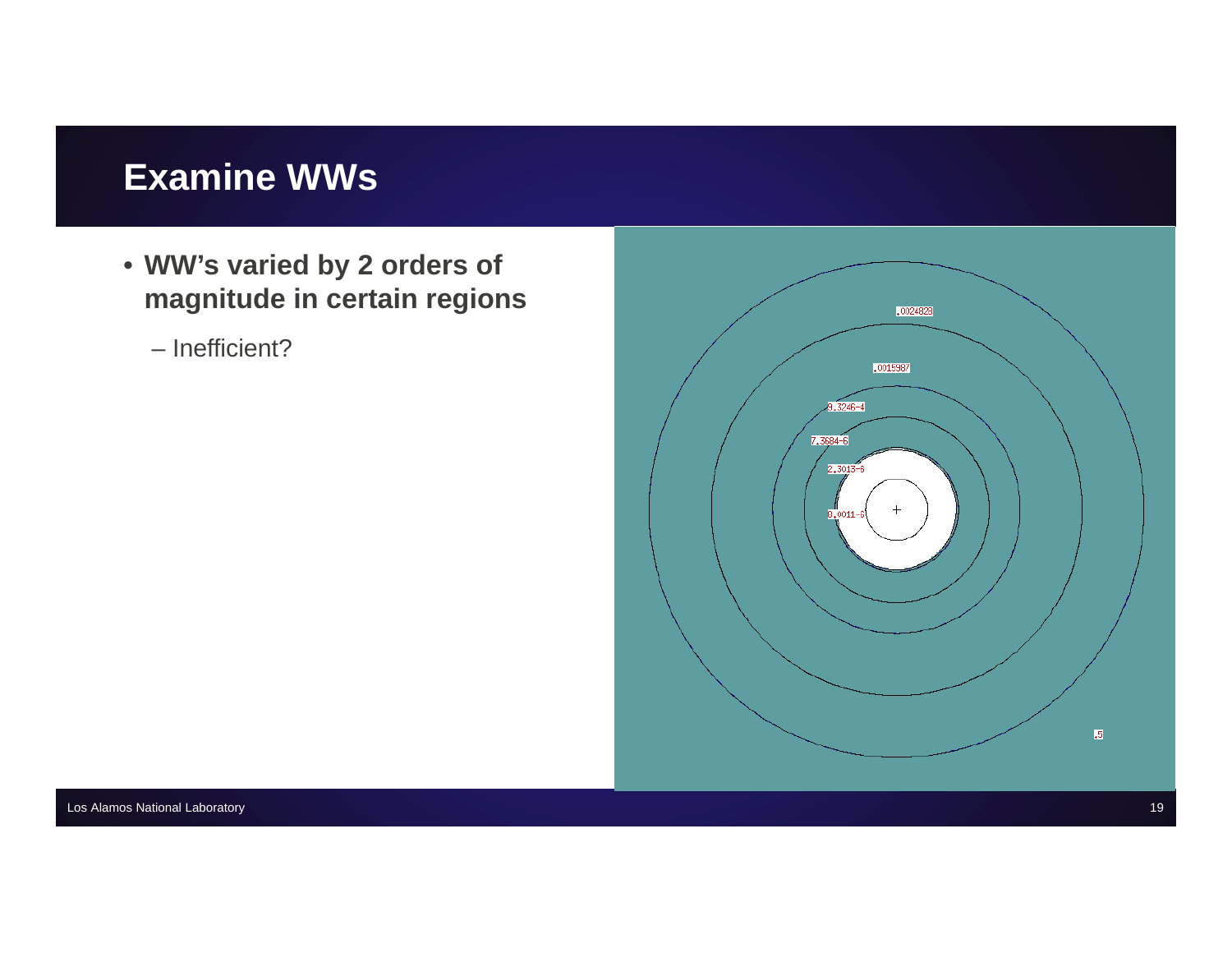# Examine WWs

- **WW's varied by 2 orders of magnitude in certain regions**
  - Inefficient?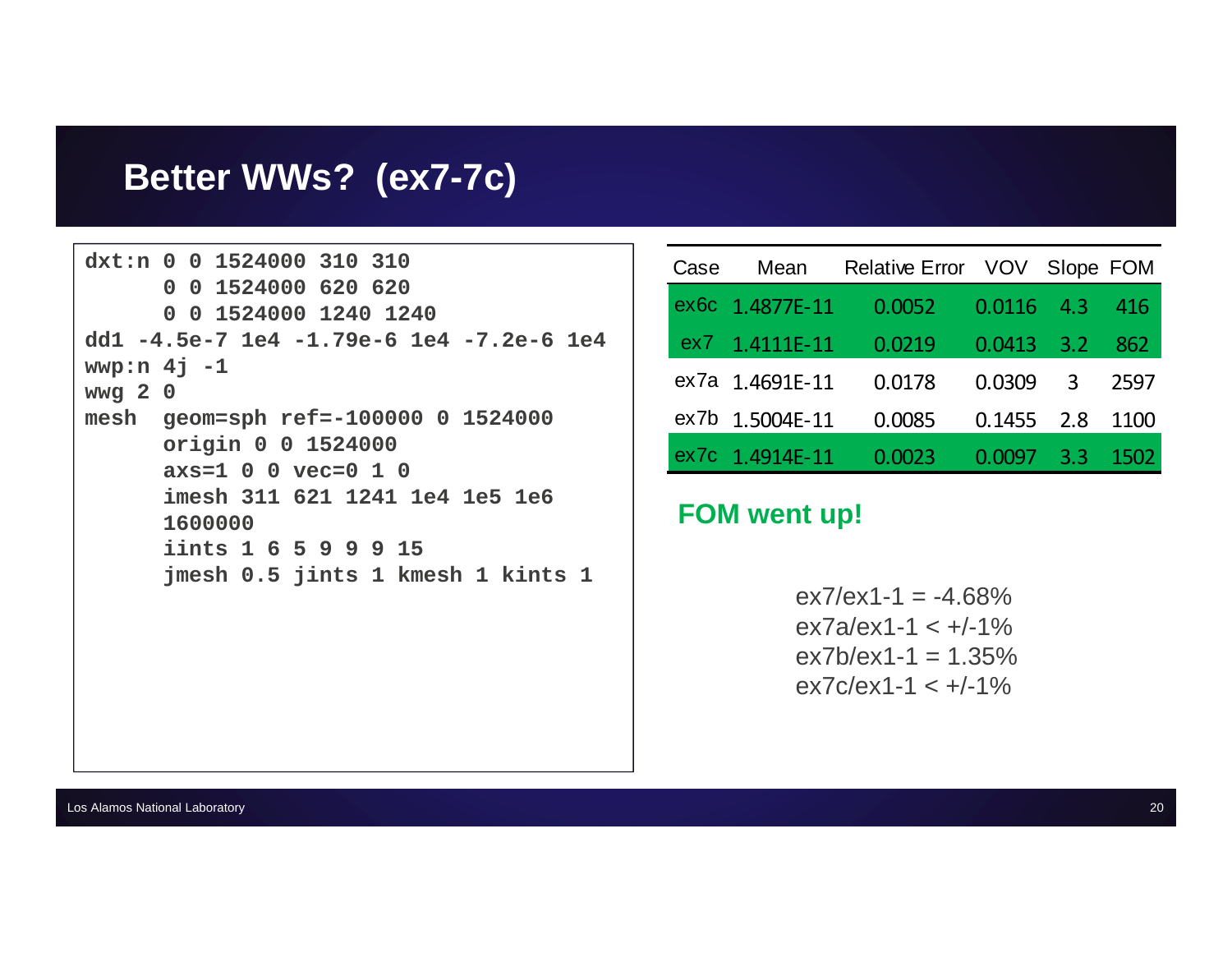# Better WWs? (ex7-7c)

```
dxt:n 0 0 1524000 310 310
      0 0 1524000 620 620
      0 0 1524000 1240 1240
dd1 -4.5e-7 1e4 -1.79e-6 1e4 -7.2e-6 1e4
wwp:n 4j -1
wwg 2 0
mesh  geom=sph ref=-100000 0 1524000
      origin 0 0 1524000
      axs=1 0 0 vec=0 1 0
      imesh 311 621 1241 1e4 1e5 1e6
      1600000
      iints 1 6 5 9 9 9 15
      jmesh 0.5 jints 1 kmesh 1 kints 1
```

| Case | Mean | Relative Error | VOV | Slope | FOM |
|---|---|---|---|---|---|
| ex6c | 1.4877E-11 | 0.0052 | 0.0116 | 4.3 | 416 |
| ex7 | 1.4111E-11 | 0.0219 | 0.0413 | 3.2 | 862 |
| ex7a | 1.4691E-11 | 0.0178 | 0.0309 | 3 | 2597 |
| ex7b | 1.5004E-11 | 0.0085 | 0.1455 | 2.8 | 1100 |
| ex7c | 1.4914E-11 | 0.0023 | 0.0097 | 3.3 | 1502 |

**FOM went up!**

ex7/ex1-1 = -4.68%
ex7a/ex1-1 < +/-1%
ex7b/ex1-1 = 1.35%
ex7c/ex1-1 < +/-1%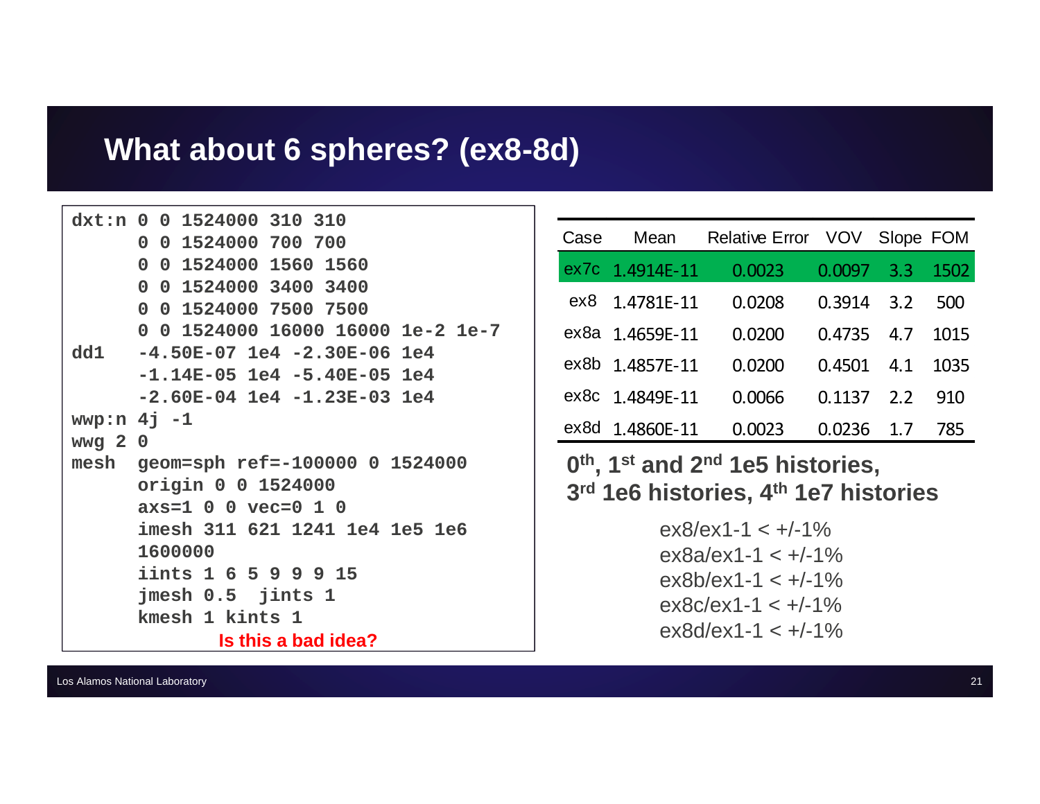# What about 6 spheres? (ex8-8d)

```
dxt:n 0 0 1524000 310 310
      0 0 1524000 700 700
      0 0 1524000 1560 1560
      0 0 1524000 3400 3400
      0 0 1524000 7500 7500
      0 0 1524000 16000 16000 1e-2 1e-7
dd1   -4.50E-07 1e4 -2.30E-06 1e4
      -1.14E-05 1e4 -5.40E-05 1e4
      -2.60E-04 1e4 -1.23E-03 1e4
wwp:n 4j -1
wwg 2 0
mesh  geom=sph ref=-100000 0 1524000
      origin 0 0 1524000
      axs=1 0 0 vec=0 1 0
      imesh 311 621 1241 1e4 1e5 1e6
      1600000
      iints 1 6 5 9 9 9 15
      jmesh 0.5  jints 1
      kmesh 1 kints 1
```

**Is this a bad idea?**

| Case | Mean | Relative Error | VOV | Slope | FOM |
|---|---|---|---|---|---|
| ex7c | 1.4914E-11 | 0.0023 | 0.0097 | 3.3 | 1502 |
| ex8 | 1.4781E-11 | 0.0208 | 0.3914 | 3.2 | 500 |
| ex8a | 1.4659E-11 | 0.0200 | 0.4735 | 4.7 | 1015 |
| ex8b | 1.4857E-11 | 0.0200 | 0.4501 | 4.1 | 1035 |
| ex8c | 1.4849E-11 | 0.0066 | 0.1137 | 2.2 | 910 |
| ex8d | 1.4860E-11 | 0.0023 | 0.0236 | 1.7 | 785 |

**0th, 1st and 2nd 1e5 histories, 3rd 1e6 histories, 4th 1e7 histories**

ex8/ex1-1 < +/-1%
ex8a/ex1-1 < +/-1%
ex8b/ex1-1 < +/-1%
ex8c/ex1-1 < +/-1%
ex8d/ex1-1 < +/-1%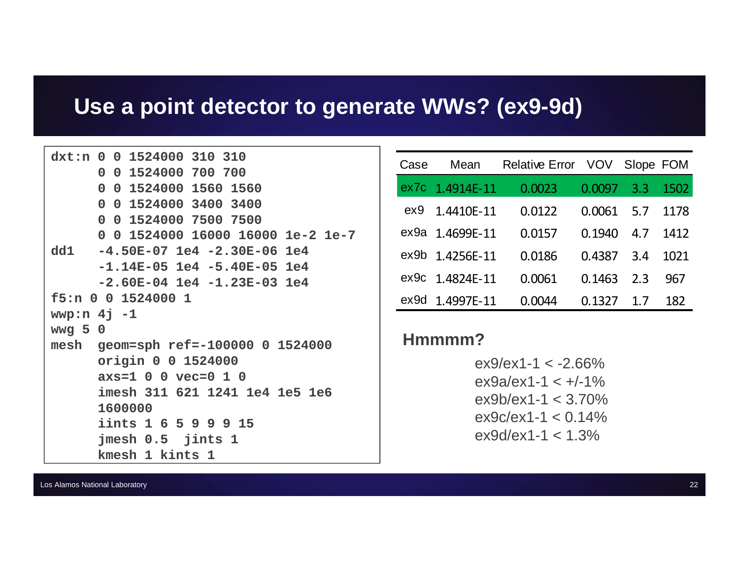# Use a point detector to generate WWs? (ex9-9d)

```
dxt:n 0 0 1524000 310 310
      0 0 1524000 700 700
      0 0 1524000 1560 1560
      0 0 1524000 3400 3400
      0 0 1524000 7500 7500
      0 0 1524000 16000 16000 1e-2 1e-7
dd1   -4.50E-07 1e4 -2.30E-06 1e4
      -1.14E-05 1e4 -5.40E-05 1e4
      -2.60E-04 1e4 -1.23E-03 1e4
f5:n 0 0 1524000 1
wwp:n 4j -1
wwg 5 0
mesh  geom=sph ref=-100000 0 1524000
      origin 0 0 1524000
      axs=1 0 0 vec=0 1 0
      imesh 311 621 1241 1e4 1e5 1e6
      1600000
      iints 1 6 5 9 9 9 15
      jmesh 0.5  jints 1
      kmesh 1 kints 1
```

| Case | Mean | Relative Error | VOV | Slope | FOM |
|---|---|---|---|---|---|
| ex7c | 1.4914E-11 | 0.0023 | 0.0097 | 3.3 | 1502 |
| ex9 | 1.4410E-11 | 0.0122 | 0.0061 | 5.7 | 1178 |
| ex9a | 1.4699E-11 | 0.0157 | 0.1940 | 4.7 | 1412 |
| ex9b | 1.4256E-11 | 0.0186 | 0.4387 | 3.4 | 1021 |
| ex9c | 1.4824E-11 | 0.0061 | 0.1463 | 2.3 | 967 |
| ex9d | 1.4997E-11 | 0.0044 | 0.1327 | 1.7 | 182 |

**Hmmmm?**

ex9/ex1-1 < -2.66%
ex9a/ex1-1 < +/-1%
ex9b/ex1-1 < 3.70%
ex9c/ex1-1 < 0.14%
ex9d/ex1-1 < 1.3%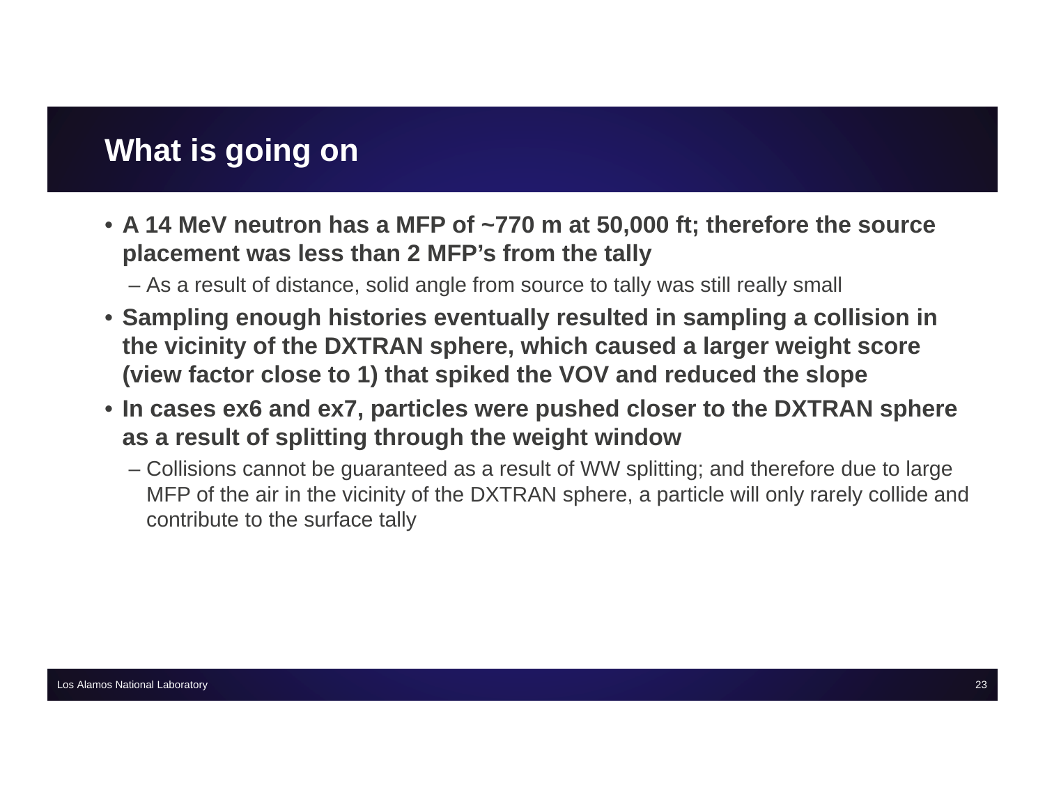# What is going on

- **A 14 MeV neutron has a MFP of ~770 m at 50,000 ft; therefore the source placement was less than 2 MFP's from the tally**
  - As a result of distance, solid angle from source to tally was still really small
- **Sampling enough histories eventually resulted in sampling a collision in the vicinity of the DXTRAN sphere, which caused a larger weight score (view factor close to 1) that spiked the VOV and reduced the slope**
- **In cases ex6 and ex7, particles were pushed closer to the DXTRAN sphere as a result of splitting through the weight window**
  - Collisions cannot be guaranteed as a result of WW splitting; and therefore due to large MFP of the air in the vicinity of the DXTRAN sphere, a particle will only rarely collide and contribute to the surface tally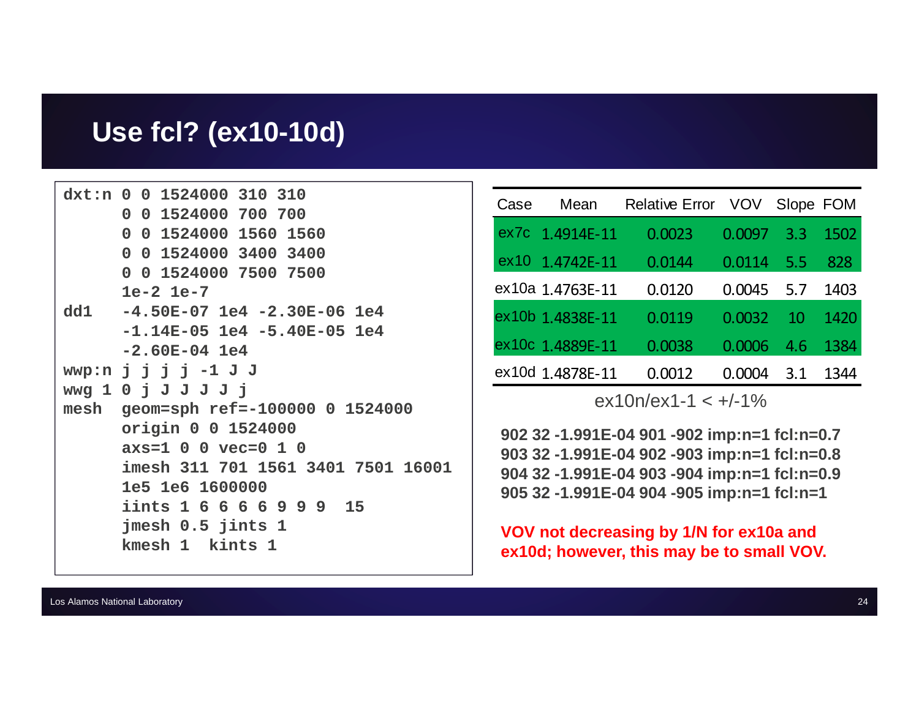# Use fcl? (ex10-10d)

```
dxt:n 0 0 1524000 310 310
      0 0 1524000 700 700
      0 0 1524000 1560 1560
      0 0 1524000 3400 3400
      0 0 1524000 7500 7500
      1e-2 1e-7
dd1   -4.50E-07 1e4 -2.30E-06 1e4
      -1.14E-05 1e4 -5.40E-05 1e4
      -2.60E-04 1e4
wwp:n j j j j -1 J J
wwg 1 0 j J J J J j
mesh  geom=sph ref=-100000 0 1524000
      origin 0 0 1524000
      axs=1 0 0 vec=0 1 0
      imesh 311 701 1561 3401 7501 16001
      1e5 1e6 1600000
      iints 1 6 6 6 6 9 9 9  15
      jmesh 0.5 jints 1
      kmesh 1  kints 1
```

| Case | Mean | Relative Error | VOV | Slope | FOM |
|---|---|---|---|---|---|
| ex7c | 1.4914E-11 | 0.0023 | 0.0097 | 3.3 | 1502 |
| ex10 | 1.4742E-11 | 0.0144 | 0.0114 | 5.5 | 828 |
| ex10a | 1.4763E-11 | 0.0120 | 0.0045 | 5.7 | 1403 |
| ex10b | 1.4838E-11 | 0.0119 | 0.0032 | 10 | 1420 |
| ex10c | 1.4889E-11 | 0.0038 | 0.0006 | 4.6 | 1384 |
| ex10d | 1.4878E-11 | 0.0012 | 0.0004 | 3.1 | 1344 |

ex10n/ex1-1 < +/-1%

**902 32 -1.991E-04 901 -902 imp:n=1 fcl:n=0.7**
**903 32 -1.991E-04 902 -903 imp:n=1 fcl:n=0.8**
**904 32 -1.991E-04 903 -904 imp:n=1 fcl:n=0.9**
**905 32 -1.991E-04 904 -905 imp:n=1 fcl:n=1**

**VOV not decreasing by 1/N for ex10a and ex10d; however, this may be to small VOV.**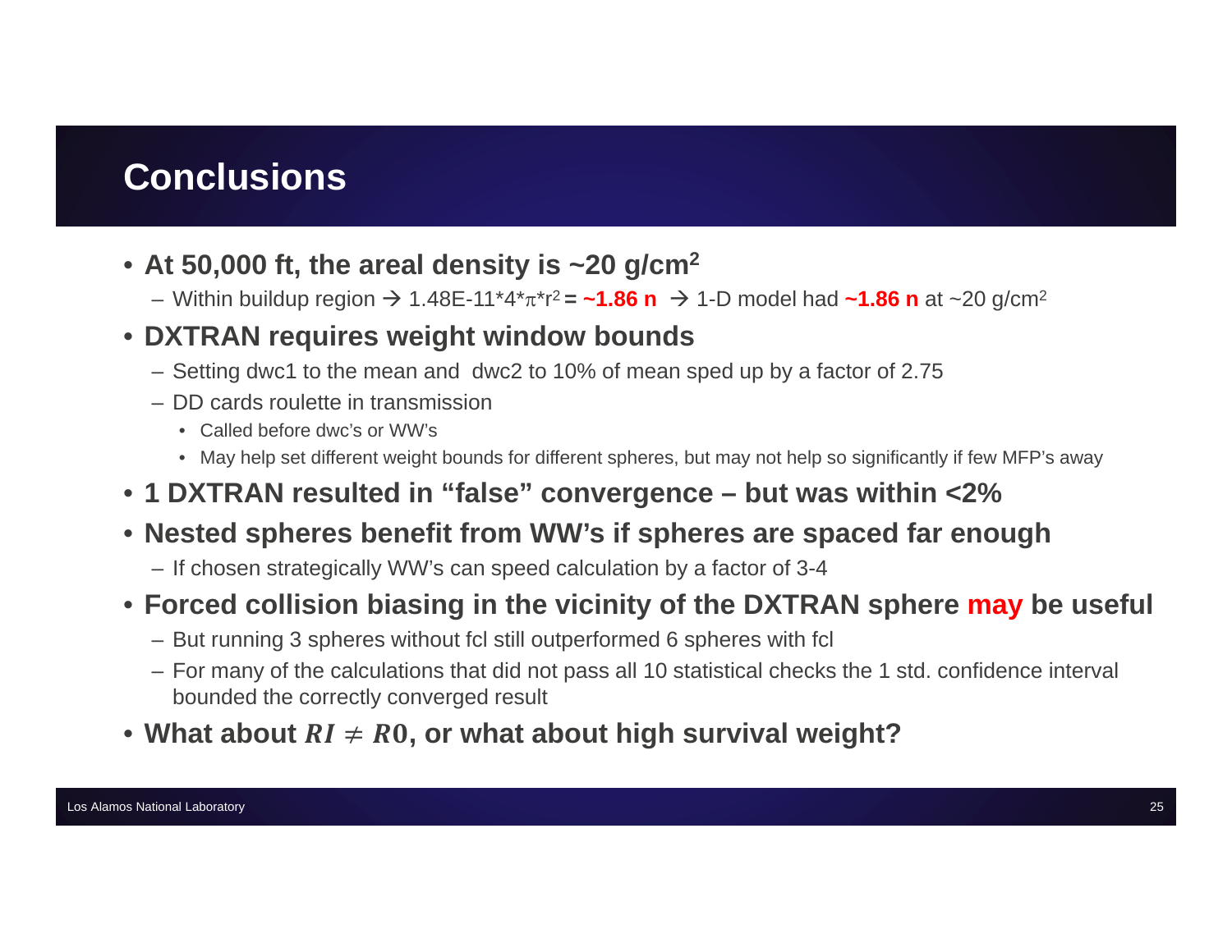# Conclusions

- **At 50,000 ft, the areal density is ~20 g/cm$^2$**
  - Within buildup region → 1.48E-11*4*$\pi$*r$^2$ **= ~1.86 n** → 1-D model had **~1.86 n** at ~20 g/cm$^2$
- **DXTRAN requires weight window bounds**
  - Setting dwc1 to the mean and dwc2 to 10% of mean sped up by a factor of 2.75
  - DD cards roulette in transmission
    - Called before dwc's or WW's
    - May help set different weight bounds for different spheres, but may not help so significantly if few MFP's away
- **1 DXTRAN resulted in "false" convergence – but was within <2%**
- **Nested spheres benefit from WW's if spheres are spaced far enough**
  - If chosen strategically WW's can speed calculation by a factor of 3-4
- **Forced collision biasing in the vicinity of the DXTRAN sphere may be useful**
  - But running 3 spheres without fcl still outperformed 6 spheres with fcl
  - For many of the calculations that did not pass all 10 statistical checks the 1 std. confidence interval bounded the correctly converged result
- **What about $RI \neq R0$, or what about high survival weight?**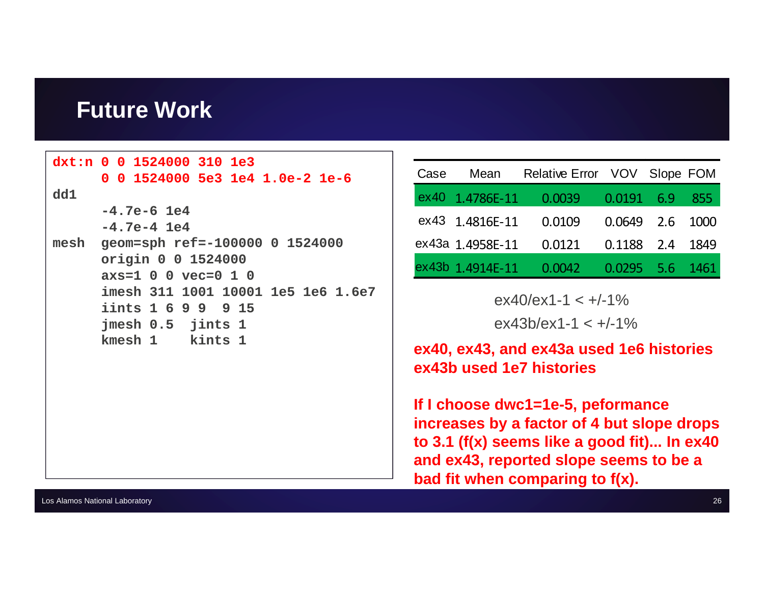# Future Work

```
dxt:n 0 0 1524000 310 1e3
      0 0 1524000 5e3 1e4 1.0e-2 1e-6
dd1
      -4.7e-6 1e4
      -4.7e-4 1e4
mesh  geom=sph ref=-100000 0 1524000
      origin 0 0 1524000
      axs=1 0 0 vec=0 1 0
      imesh 311 1001 10001 1e5 1e6 1.6e7
      iints 1 6 9 9  9 15
      jmesh 0.5  jints 1
      kmesh 1    kints 1
```

| Case | Mean | Relative Error | VOV | Slope | FOM |
|---|---|---|---|---|---|
| ex40 | 1.4786E-11 | 0.0039 | 0.0191 | 6.9 | 855 |
| ex43 | 1.4816E-11 | 0.0109 | 0.0649 | 2.6 | 1000 |
| ex43a | 1.4958E-11 | 0.0121 | 0.1188 | 2.4 | 1849 |
| ex43b | 1.4914E-11 | 0.0042 | 0.0295 | 5.6 | 1461 |

ex40/ex1-1 < +/-1%

ex43b/ex1-1 < +/-1%

**ex40, ex43, and ex43a used 1e6 histories**
**ex43b used 1e7 histories**

**If I choose dwc1=1e-5, peformance increases by a factor of 4 but slope drops to 3.1 (f(x) seems like a good fit)... In ex40 and ex43, reported slope seems to be a bad fit when comparing to f(x).**